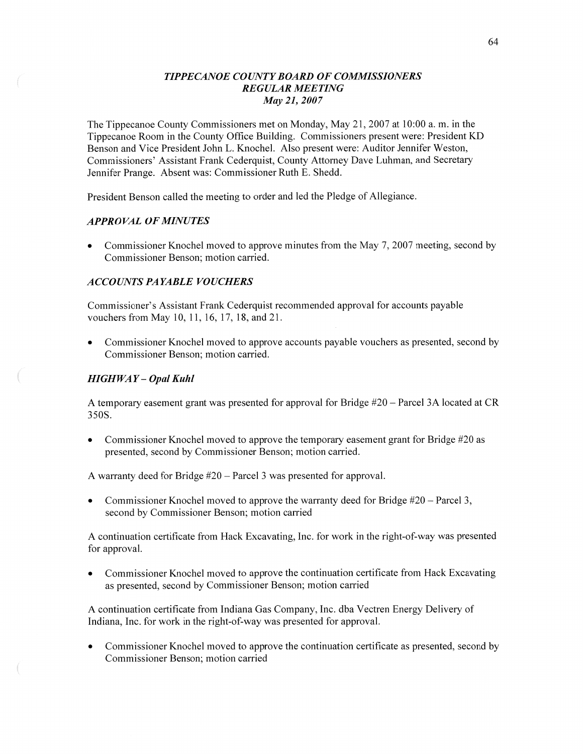# *TIPPECANOE COUNTY BOARD OF COMMISSIONERS*
## *REGULAR MEETING*
### *May 21, 2007*

The Tippecanoe County Commissioners met on Monday, May 21, 2007 at 10:00 a. m. in the Tippecanoe Room in the County Office Building. Commissioners present were: President KD Benson and Vice President John L. Knochel. Also present were: Auditor Jennifer Weston, Commissioners' Assistant Frank Cederquist, County Attorney Dave Luhman, and Secretary Jennifer Prange. Absent was: Commissioner Ruth E. Shedd.

President Benson called the meeting to order and led the Pledge of Allegiance.

### *APPROVAL OF MINUTES*

- Commissioner Knochel moved to approve minutes from the May 7, 2007 meeting, second by Commissioner Benson; motion carried.

### *ACCOUNTS PAYABLE VOUCHERS*

Commissioner's Assistant Frank Cederquist recommended approval for accounts payable vouchers from May 10, 11, 16, 17, 18, and 21.

- Commissioner Knochel moved to approve accounts payable vouchers as presented, second by Commissioner Benson; motion carried.

### *HIGHWAY – Opal Kuhl*

A temporary easement grant was presented for approval for Bridge #20 – Parcel 3A located at CR 350S.

- Commissioner Knochel moved to approve the temporary easement grant for Bridge #20 as presented, second by Commissioner Benson; motion carried.

A warranty deed for Bridge #20 – Parcel 3 was presented for approval.

- Commissioner Knochel moved to approve the warranty deed for Bridge #20 – Parcel 3, second by Commissioner Benson; motion carried

A continuation certificate from Hack Excavating, Inc. for work in the right-of-way was presented for approval.

- Commissioner Knochel moved to approve the continuation certificate from Hack Excavating as presented, second by Commissioner Benson; motion carried

A continuation certificate from Indiana Gas Company, Inc. dba Vectren Energy Delivery of Indiana, Inc. for work in the right-of-way was presented for approval.

- Commissioner Knochel moved to approve the continuation certificate as presented, second by Commissioner Benson; motion carried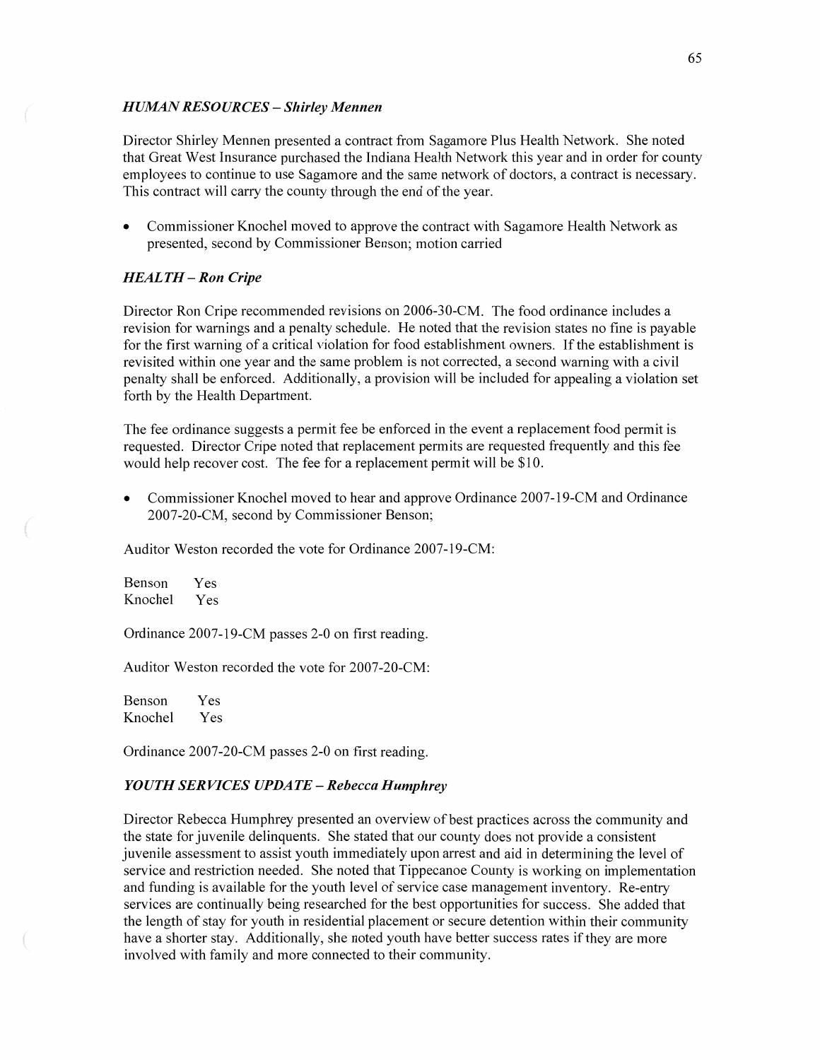### *HUMAN RESOURCES – Shirley Mennen*

Director Shirley Mennen presented a contract from Sagamore Plus Health Network. She noted that Great West Insurance purchased the Indiana Health Network this year and in order for county employees to continue to use Sagamore and the same network of doctors, a contract is necessary. This contract will carry the county through the end of the year.

- Commissioner Knochel moved to approve the contract with Sagamore Health Network as presented, second by Commissioner Benson; motion carried

### *HEALTH – Ron Cripe*

Director Ron Cripe recommended revisions on 2006-30-CM. The food ordinance includes a revision for warnings and a penalty schedule. He noted that the revision states no fine is payable for the first warning of a critical violation for food establishment owners. If the establishment is revisited within one year and the same problem is not corrected, a second warning with a civil penalty shall be enforced. Additionally, a provision will be included for appealing a violation set forth by the Health Department.

The fee ordinance suggests a permit fee be enforced in the event a replacement food permit is requested. Director Cripe noted that replacement permits are requested frequently and this fee would help recover cost. The fee for a replacement permit will be $10.

- Commissioner Knochel moved to hear and approve Ordinance 2007-19-CM and Ordinance 2007-20-CM, second by Commissioner Benson;

Auditor Weston recorded the vote for Ordinance 2007-19-CM:

Benson Yes
Knochel Yes

Ordinance 2007-19-CM passes 2-0 on first reading.

Auditor Weston recorded the vote for 2007-20-CM:

Benson Yes
Knochel Yes

Ordinance 2007-20-CM passes 2-0 on first reading.

### *YOUTH SERVICES UPDATE – Rebecca Humphrey*

Director Rebecca Humphrey presented an overview of best practices across the community and the state for juvenile delinquents. She stated that our county does not provide a consistent juvenile assessment to assist youth immediately upon arrest and aid in determining the level of service and restriction needed. She noted that Tippecanoe County is working on implementation and funding is available for the youth level of service case management inventory. Re-entry services are continually being researched for the best opportunities for success. She added that the length of stay for youth in residential placement or secure detention within their community have a shorter stay. Additionally, she noted youth have better success rates if they are more involved with family and more connected to their community.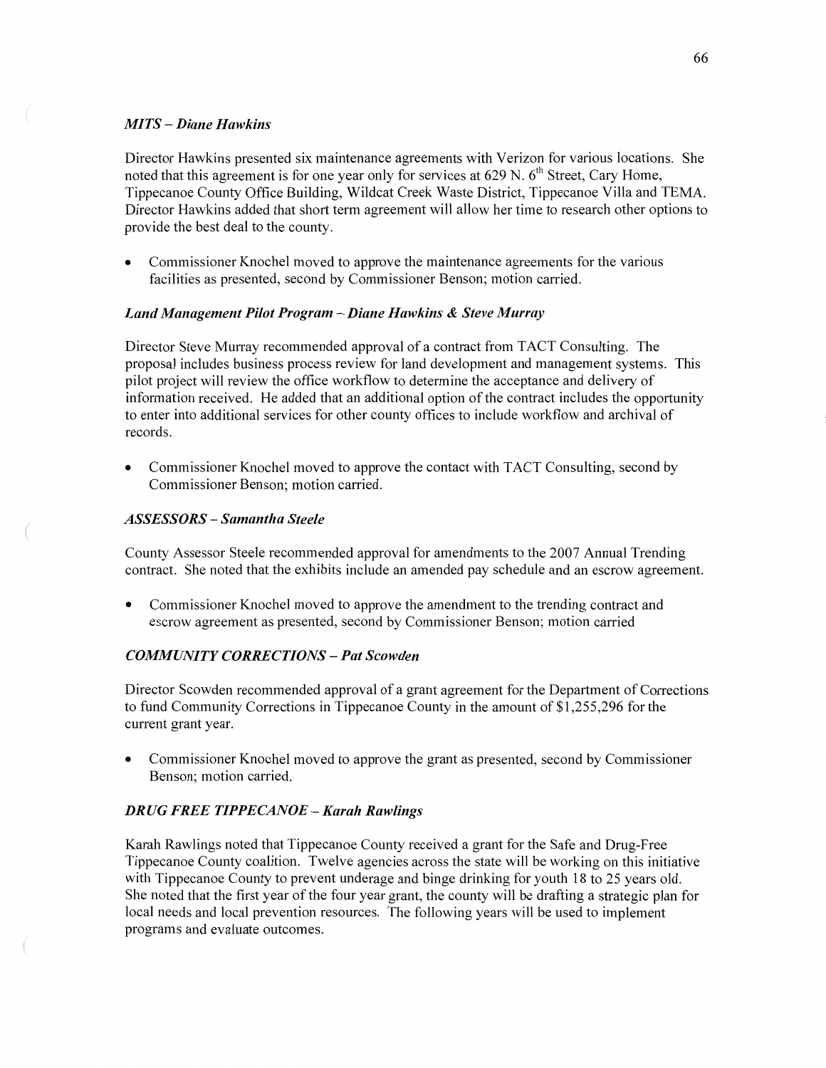### *MITS – Diane Hawkins*

Director Hawkins presented six maintenance agreements with Verizon for various locations. She noted that this agreement is for one year only for services at 629 N. 6th Street, Cary Home, Tippecanoe County Office Building, Wildcat Creek Waste District, Tippecanoe Villa and TEMA. Director Hawkins added that short term agreement will allow her time to research other options to provide the best deal to the county.

- Commissioner Knochel moved to approve the maintenance agreements for the various facilities as presented, second by Commissioner Benson; motion carried.

### *Land Management Pilot Program – Diane Hawkins & Steve Murray*

Director Steve Murray recommended approval of a contract from TACT Consulting. The proposal includes business process review for land development and management systems. This pilot project will review the office workflow to determine the acceptance and delivery of information received. He added that an additional option of the contract includes the opportunity to enter into additional services for other county offices to include workflow and archival of records.

- Commissioner Knochel moved to approve the contact with TACT Consulting, second by Commissioner Benson; motion carried.

### *ASSESSORS – Samantha Steele*

County Assessor Steele recommended approval for amendments to the 2007 Annual Trending contract. She noted that the exhibits include an amended pay schedule and an escrow agreement.

- Commissioner Knochel moved to approve the amendment to the trending contract and escrow agreement as presented, second by Commissioner Benson; motion carried

### *COMMUNITY CORRECTIONS – Pat Scowden*

Director Scowden recommended approval of a grant agreement for the Department of Corrections to fund Community Corrections in Tippecanoe County in the amount of $1,255,296 for the current grant year.

- Commissioner Knochel moved to approve the grant as presented, second by Commissioner Benson; motion carried.

### *DRUG FREE TIPPECANOE – Karah Rawlings*

Karah Rawlings noted that Tippecanoe County received a grant for the Safe and Drug-Free Tippecanoe County coalition. Twelve agencies across the state will be working on this initiative with Tippecanoe County to prevent underage and binge drinking for youth 18 to 25 years old. She noted that the first year of the four year grant, the county will be drafting a strategic plan for local needs and local prevention resources. The following years will be used to implement programs and evaluate outcomes.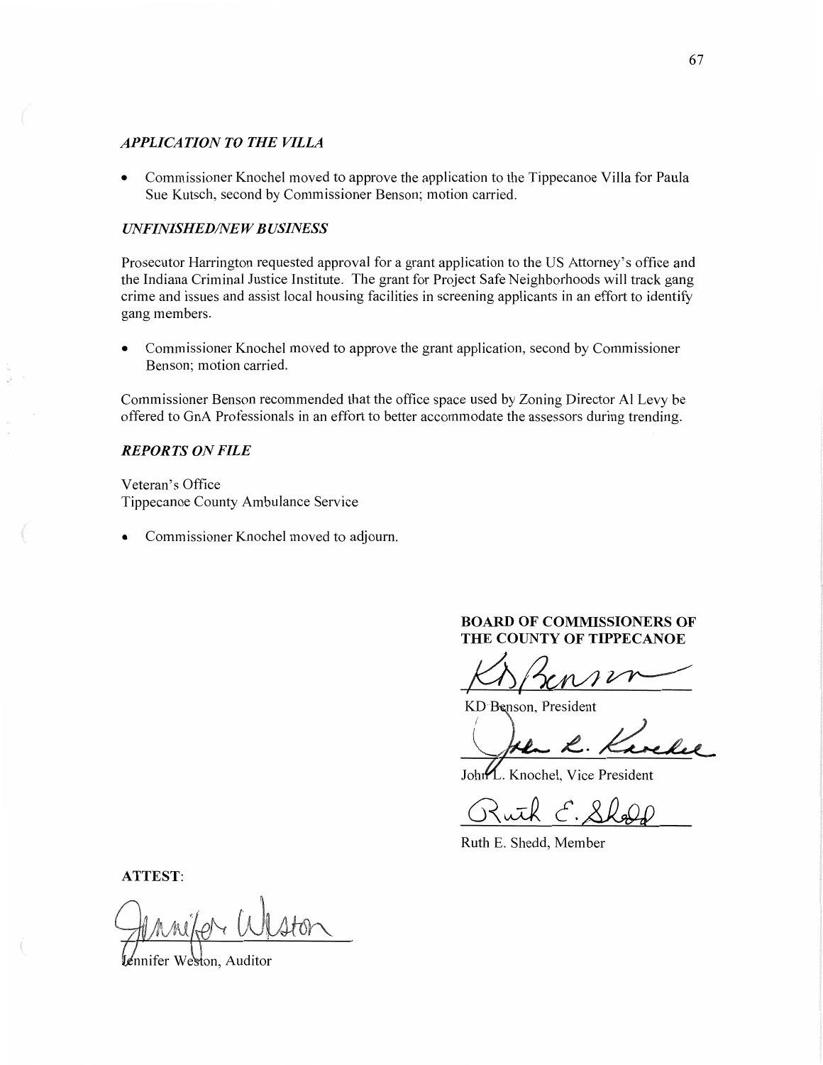### *APPLICATION TO THE VILLA*

- Commissioner Knochel moved to approve the application to the Tippecanoe Villa for Paula Sue Kutsch, second by Commissioner Benson; motion carried.

### *UNFINISHED/NEW BUSINESS*

Prosecutor Harrington requested approval for a grant application to the US Attorney's office and the Indiana Criminal Justice Institute. The grant for Project Safe Neighborhoods will track gang crime and issues and assist local housing facilities in screening applicants in an effort to identify gang members.

- Commissioner Knochel moved to approve the grant application, second by Commissioner Benson; motion carried.

Commissioner Benson recommended that the office space used by Zoning Director Al Levy be offered to GnA Professionals in an effort to better accommodate the assessors during trending.

### *REPORTS ON FILE*

Veteran's Office
Tippecanoe County Ambulance Service

- Commissioner Knochel moved to adjourn.

**BOARD OF COMMISSIONERS OF THE COUNTY OF TIPPECANOE**

KD Benson, President

John L. Knochel, Vice President

Ruth E. Shedd, Member

**ATTEST**:

Jennifer Weston, Auditor